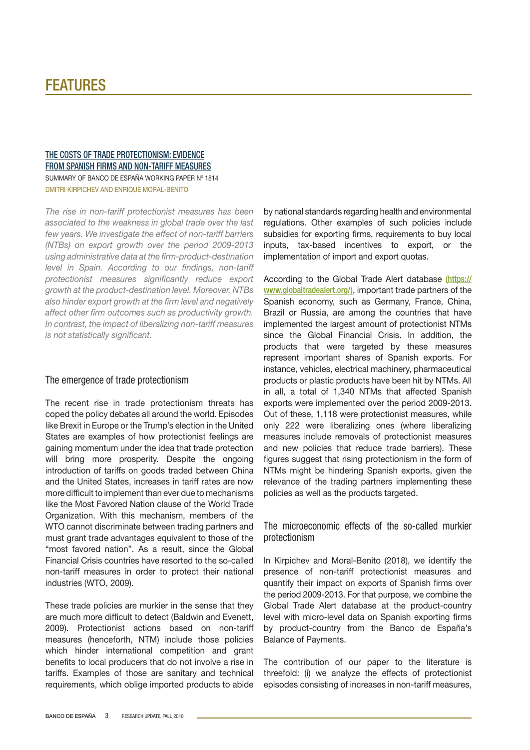# FEATURES

## THE COSTS OF TRADE PROTECTIONISM: EVIDENCE FROM SPANISH FIRMS AND NON-TARIFF MEASURES

SUMMARY OF BANCO DE ESPAÑA WORKING PAPER Nº 1814

DMITRI KIRPICHEV AND ENRIQUE MORAL-BENITO

*The rise in non-tariff protectionist measures has been associated to the weakness in global trade over the last few years. We investigate the effect of non-tariff barriers (NTBs) on export growth over the period 2009-2013 using administrative data at the firm-product-destination level in Spain. According to our findings, non-tariff protectionist measures significantly reduce export growth at the product-destination level. Moreover, NTBs also hinder export growth at the firm level and negatively affect other firm outcomes such as productivity growth. In contrast, the impact of liberalizing non-tariff measures is not statistically significant.*

### The emergence of trade protectionism

The recent rise in trade protectionism threats has coped the policy debates all around the world. Episodes like Brexit in Europe or the Trump's election in the United States are examples of how protectionist feelings are gaining momentum under the idea that trade protection will bring more prosperity. Despite the ongoing introduction of tariffs on goods traded between China and the United States, increases in tariff rates are now more difficult to implement than ever due to mechanisms like the Most Favored Nation clause of the World Trade Organization. With this mechanism, members of the WTO cannot discriminate between trading partners and must grant trade advantages equivalent to those of the "most favored nation". As a result, since the Global Financial Crisis countries have resorted to the so-called non-tariff measures in order to protect their national industries (WTO, 2009).

These trade policies are murkier in the sense that they are much more difficult to detect (Baldwin and Evenett, 2009). Protectionist actions based on non-tariff measures (henceforth, NTM) include those policies which hinder international competition and grant benefits to local producers that do not involve a rise in tariffs. Examples of those are sanitary and technical requirements, which oblige imported products to abide by national standards regarding health and environmental regulations. Other examples of such policies include subsidies for exporting firms, requirements to buy local inputs, tax-based incentives to export, or the implementation of import and export quotas.

According to the Global Trade Alert database (https://www.globaltradealert.org/), important trade partners of the Spanish economy, such as Germany, France, China, Brazil or Russia, are among the countries that have implemented the largest amount of protectionist NTMs since the Global Financial Crisis. In addition, the products that were targeted by these measures represent important shares of Spanish exports. For instance, vehicles, electrical machinery, pharmaceutical products or plastic products have been hit by NTMs. All in all, a total of 1,340 NTMs that affected Spanish exports were implemented over the period 2009-2013. Out of these, 1,118 were protectionist measures, while only 222 were liberalizing ones (where liberalizing measures include removals of protectionist measures and new policies that reduce trade barriers). These figures suggest that rising protectionism in the form of NTMs might be hindering Spanish exports, given the relevance of the trading partners implementing these policies as well as the products targeted.

### The microeconomic effects of the so-called murkier protectionism

In Kirpichev and Moral-Benito (2018), we identify the presence of non-tariff protectionist measures and quantify their impact on exports of Spanish firms over the period 2009-2013. For that purpose, we combine the Global Trade Alert database at the product-country level with micro-level data on Spanish exporting firms by product-country from the Banco de España's Balance of Payments.

The contribution of our paper to the literature is threefold: (i) we analyze the effects of protectionist episodes consisting of increases in non-tariff measures,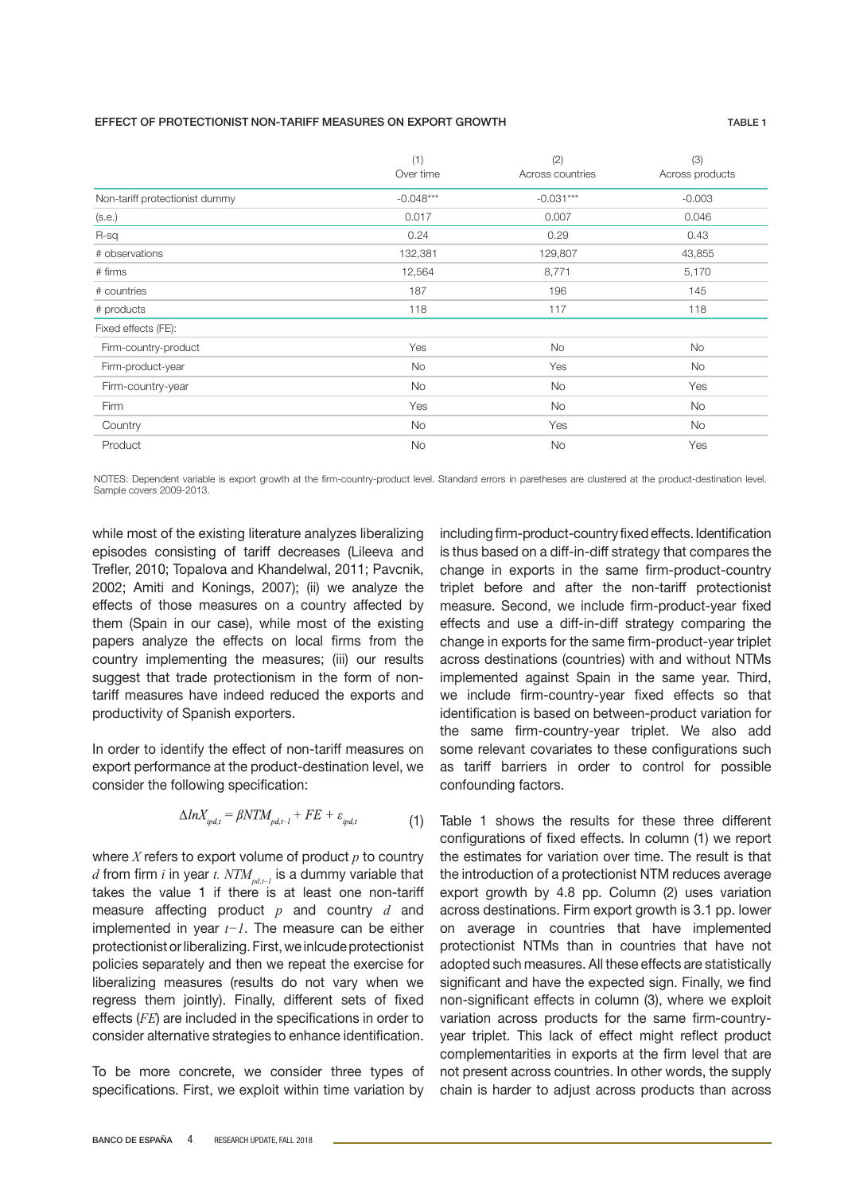**EFFECT OF PROTECTIONIST NON-TARIFF MEASURES ON EXPORT GROWTH** TABLE 1

| | (1) Over time | (2) Across countries | (3) Across products |
|---|---|---|---|
| Non-tariff protectionist dummy | -0.048*** | -0.031*** | -0.003 |
| (s.e.) | 0.017 | 0.007 | 0.046 |
| R-sq | 0.24 | 0.29 | 0.43 |
| # observations | 132,381 | 129,807 | 43,855 |
| # firms | 12,564 | 8,771 | 5,170 |
| # countries | 187 | 196 | 145 |
| # products | 118 | 117 | 118 |
| Fixed effects (FE): | | | |
| Firm-country-product | Yes | No | No |
| Firm-product-year | No | Yes | No |
| Firm-country-year | No | No | Yes |
| Firm | Yes | No | No |
| Country | No | Yes | No |
| Product | No | No | Yes |

NOTES: Dependent variable is export growth at the firm-country-product level. Standard errors in paretheses are clustered at the product-destination level. Sample covers 2009-2013.

while most of the existing literature analyzes liberalizing episodes consisting of tariff decreases (Lileeva and Trefler, 2010; Topalova and Khandelwal, 2011; Pavcnik, 2002; Amiti and Konings, 2007); (ii) we analyze the effects of those measures on a country affected by them (Spain in our case), while most of the existing papers analyze the effects on local firms from the country implementing the measures; (iii) our results suggest that trade protectionism in the form of non-tariff measures have indeed reduced the exports and productivity of Spanish exporters.

In order to identify the effect of non-tariff measures on export performance at the product-destination level, we consider the following specification:

$$\Delta lnX_{ipd,t} = \beta NTM_{pd,t-1} + FE + \varepsilon_{ipd,t} \tag{1}$$

where $X$ refers to export volume of product $p$ to country $d$ from firm $i$ in year $t$. $NTM_{pd,t-1}$ is a dummy variable that takes the value 1 if there is at least one non-tariff measure affecting product $p$ and country $d$ and implemented in year $t-1$. The measure can be either protectionist or liberalizing. First, we inlcude protectionist policies separately and then we repeat the exercise for liberalizing measures (results do not vary when we regress them jointly). Finally, different sets of fixed effects ($FE$) are included in the specifications in order to consider alternative strategies to enhance identification.

To be more concrete, we consider three types of specifications. First, we exploit within time variation by including firm-product-country fixed effects. Identification is thus based on a diff-in-diff strategy that compares the change in exports in the same firm-product-country triplet before and after the non-tariff protectionist measure. Second, we include firm-product-year fixed effects and use a diff-in-diff strategy comparing the change in exports for the same firm-product-year triplet across destinations (countries) with and without NTMs implemented against Spain in the same year. Third, we include firm-country-year fixed effects so that identification is based on between-product variation for the same firm-country-year triplet. We also add some relevant covariates to these configurations such as tariff barriers in order to control for possible confounding factors.

Table 1 shows the results for these three different configurations of fixed effects. In column (1) we report the estimates for variation over time. The result is that the introduction of a protectionist NTM reduces average export growth by 4.8 pp. Column (2) uses variation across destinations. Firm export growth is 3.1 pp. lower on average in countries that have implemented protectionist NTMs than in countries that have not adopted such measures. All these effects are statistically significant and have the expected sign. Finally, we find non-significant effects in column (3), where we exploit variation across products for the same firm-country-year triplet. This lack of effect might reflect product complementarities in exports at the firm level that are not present across countries. In other words, the supply chain is harder to adjust across products than across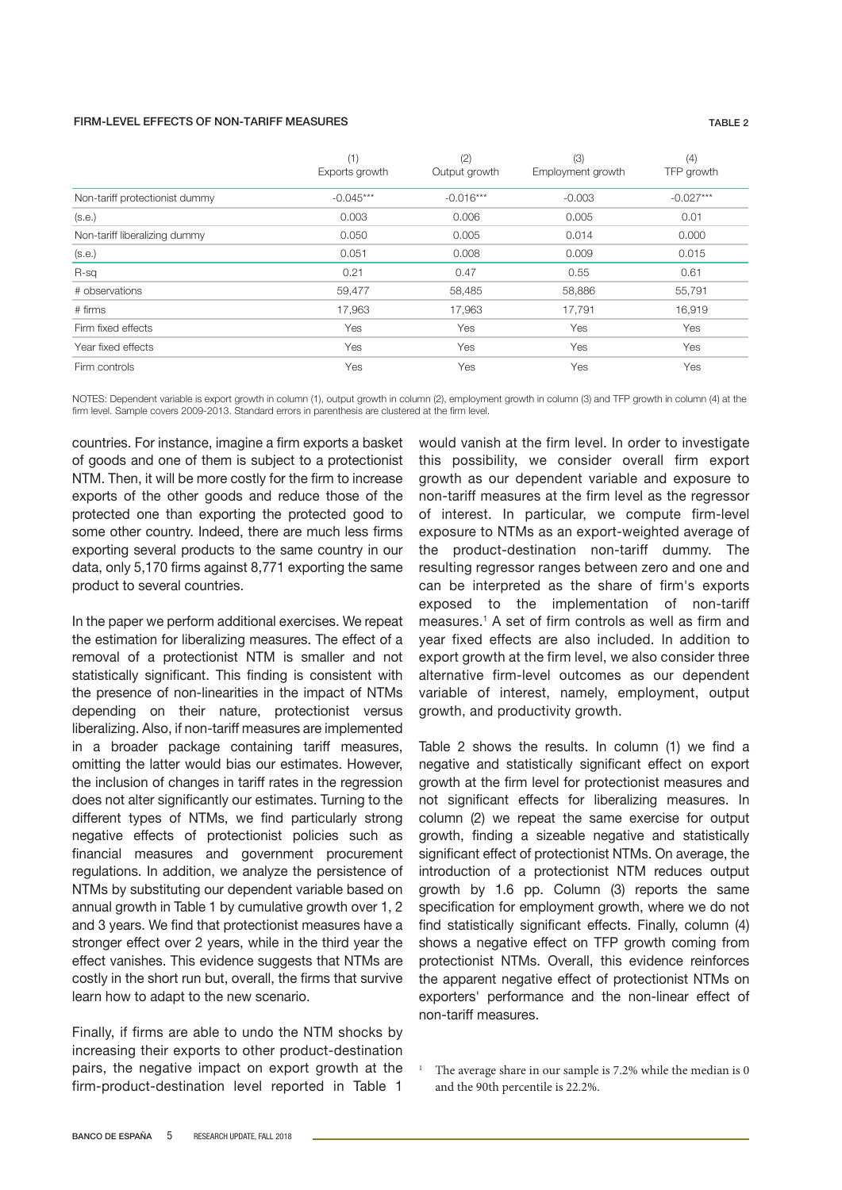**FIRM-LEVEL EFFECTS OF NON-TARIFF MEASURES** TABLE 2

| | (1) Exports growth | (2) Output growth | (3) Employment growth | (4) TFP growth |
|---|---|---|---|---|
| Non-tariff protectionist dummy | -0.045*** | -0.016*** | -0.003 | -0.027*** |
| (s.e.) | 0.003 | 0.006 | 0.005 | 0.01 |
| Non-tariff liberalizing dummy | 0.050 | 0.005 | 0.014 | 0.000 |
| (s.e.) | 0.051 | 0.008 | 0.009 | 0.015 |
| R-sq | 0.21 | 0.47 | 0.55 | 0.61 |
| # observations | 59,477 | 58,485 | 58,886 | 55,791 |
| # firms | 17,963 | 17,963 | 17,791 | 16,919 |
| Firm fixed effects | Yes | Yes | Yes | Yes |
| Year fixed effects | Yes | Yes | Yes | Yes |
| Firm controls | Yes | Yes | Yes | Yes |

NOTES: Dependent variable is export growth in column (1), output growth in column (2), employment growth in column (3) and TFP growth in column (4) at the firm level. Sample covers 2009-2013. Standard errors in parenthesis are clustered at the firm level.

countries. For instance, imagine a firm exports a basket of goods and one of them is subject to a protectionist NTM. Then, it will be more costly for the firm to increase exports of the other goods and reduce those of the protected one than exporting the protected good to some other country. Indeed, there are much less firms exporting several products to the same country in our data, only 5,170 firms against 8,771 exporting the same product to several countries.

In the paper we perform additional exercises. We repeat the estimation for liberalizing measures. The effect of a removal of a protectionist NTM is smaller and not statistically significant. This finding is consistent with the presence of non-linearities in the impact of NTMs depending on their nature, protectionist versus liberalizing. Also, if non-tariff measures are implemented in a broader package containing tariff measures, omitting the latter would bias our estimates. However, the inclusion of changes in tariff rates in the regression does not alter significantly our estimates. Turning to the different types of NTMs, we find particularly strong negative effects of protectionist policies such as financial measures and government procurement regulations. In addition, we analyze the persistence of NTMs by substituting our dependent variable based on annual growth in Table 1 by cumulative growth over 1, 2 and 3 years. We find that protectionist measures have a stronger effect over 2 years, while in the third year the effect vanishes. This evidence suggests that NTMs are costly in the short run but, overall, the firms that survive learn how to adapt to the new scenario.

Finally, if firms are able to undo the NTM shocks by increasing their exports to other product-destination pairs, the negative impact on export growth at the firm-product-destination level reported in Table 1 would vanish at the firm level. In order to investigate this possibility, we consider overall firm export growth as our dependent variable and exposure to non-tariff measures at the firm level as the regressor of interest. In particular, we compute firm-level exposure to NTMs as an export-weighted average of the product-destination non-tariff dummy. The resulting regressor ranges between zero and one and can be interpreted as the share of firm's exports exposed to the implementation of non-tariff measures.[1] A set of firm controls as well as firm and year fixed effects are also included. In addition to export growth at the firm level, we also consider three alternative firm-level outcomes as our dependent variable of interest, namely, employment, output growth, and productivity growth.

Table 2 shows the results. In column (1) we find a negative and statistically significant effect on export growth at the firm level for protectionist measures and not significant effects for liberalizing measures. In column (2) we repeat the same exercise for output growth, finding a sizeable negative and statistically significant effect of protectionist NTMs. On average, the introduction of a protectionist NTM reduces output growth by 1.6 pp. Column (3) reports the same specification for employment growth, where we do not find statistically significant effects. Finally, column (4) shows a negative effect on TFP growth coming from protectionist NTMs. Overall, this evidence reinforces the apparent negative effect of protectionist NTMs on exporters' performance and the non-linear effect of non-tariff measures.

[1] The average share in our sample is 7.2% while the median is 0 and the 90th percentile is 22.2%.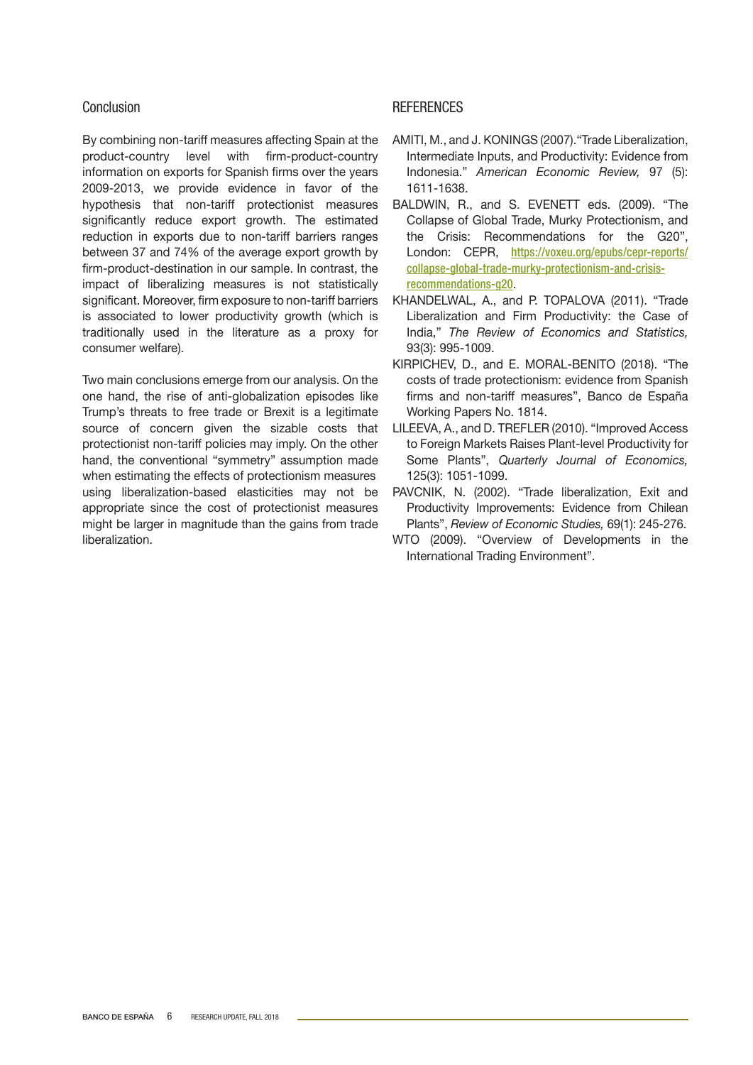## Conclusion

By combining non-tariff measures affecting Spain at the product-country level with firm-product-country information on exports for Spanish firms over the years 2009-2013, we provide evidence in favor of the hypothesis that non-tariff protectionist measures significantly reduce export growth. The estimated reduction in exports due to non-tariff barriers ranges between 37 and 74% of the average export growth by firm-product-destination in our sample. In contrast, the impact of liberalizing measures is not statistically significant. Moreover, firm exposure to non-tariff barriers is associated to lower productivity growth (which is traditionally used in the literature as a proxy for consumer welfare).

Two main conclusions emerge from our analysis. On the one hand, the rise of anti-globalization episodes like Trump's threats to free trade or Brexit is a legitimate source of concern given the sizable costs that protectionist non-tariff policies may imply. On the other hand, the conventional "symmetry" assumption made when estimating the effects of protectionism measures using liberalization-based elasticities may not be appropriate since the cost of protectionist measures might be larger in magnitude than the gains from trade liberalization.

## REFERENCES

AMITI, M., and J. KONINGS (2007). "Trade Liberalization, Intermediate Inputs, and Productivity: Evidence from Indonesia." *American Economic Review,* 97 (5): 1611-1638.

BALDWIN, R., and S. EVENETT eds. (2009). "The Collapse of Global Trade, Murky Protectionism, and the Crisis: Recommendations for the G20", London: CEPR, https://voxeu.org/epubs/cepr-reports/collapse-global-trade-murky-protectionism-and-crisis-recommendations-g20.

KHANDELWAL, A., and P. TOPALOVA (2011). "Trade Liberalization and Firm Productivity: the Case of India," *The Review of Economics and Statistics,* 93(3): 995-1009.

KIRPICHEV, D., and E. MORAL-BENITO (2018). "The costs of trade protectionism: evidence from Spanish firms and non-tariff measures", Banco de España Working Papers No. 1814.

LILEEVA, A., and D. TREFLER (2010). "Improved Access to Foreign Markets Raises Plant-level Productivity for Some Plants", *Quarterly Journal of Economics,* 125(3): 1051-1099.

PAVCNIK, N. (2002). "Trade liberalization, Exit and Productivity Improvements: Evidence from Chilean Plants", *Review of Economic Studies,* 69(1): 245-276.

WTO (2009). "Overview of Developments in the International Trading Environment".